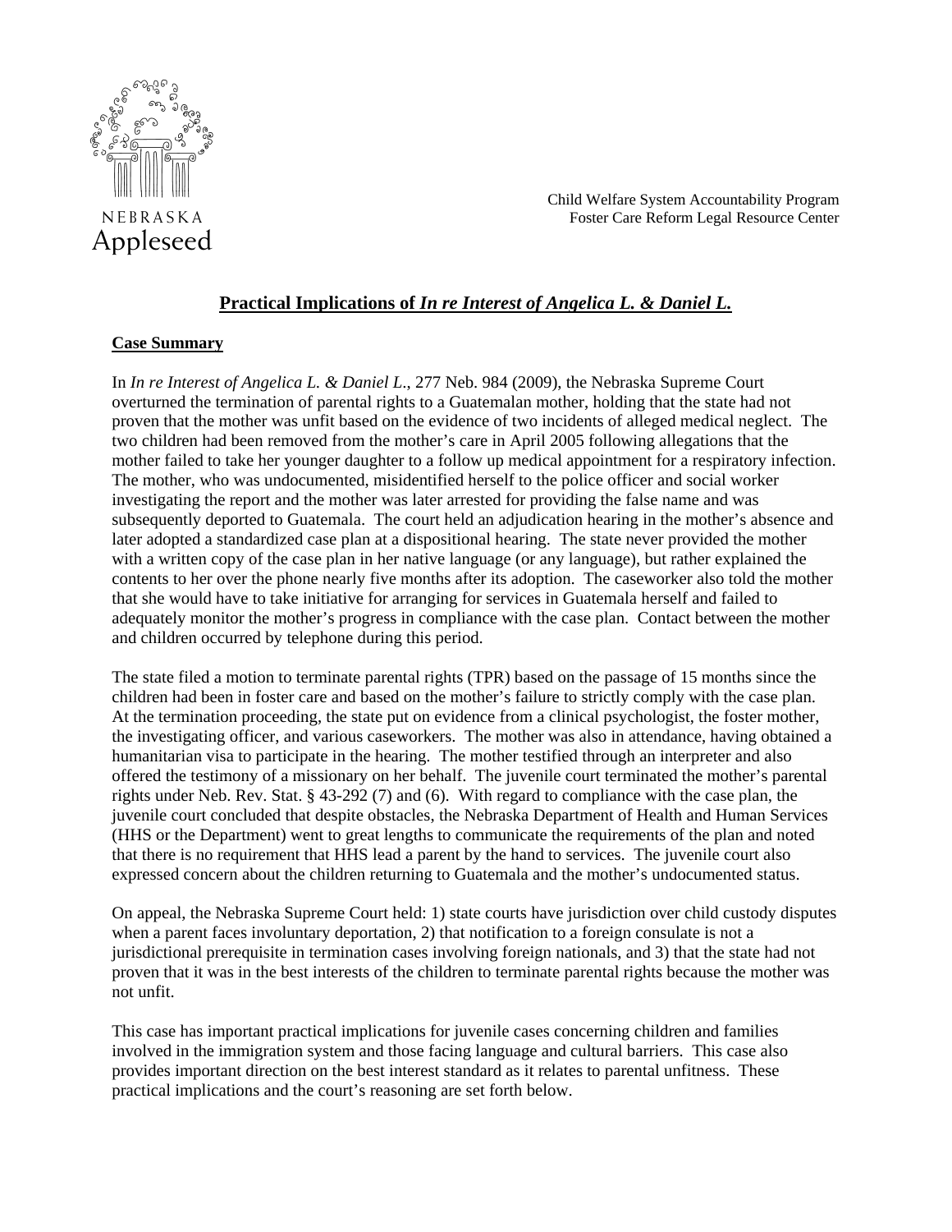NEBRASKA
Appleseed

Child Welfare System Accountability Program
Foster Care Reform Legal Resource Center

# Practical Implications of *In re Interest of Angelica L. & Daniel L.*

## Case Summary

In *In re Interest of Angelica L. & Daniel L*., 277 Neb. 984 (2009), the Nebraska Supreme Court overturned the termination of parental rights to a Guatemalan mother, holding that the state had not proven that the mother was unfit based on the evidence of two incidents of alleged medical neglect. The two children had been removed from the mother's care in April 2005 following allegations that the mother failed to take her younger daughter to a follow up medical appointment for a respiratory infection. The mother, who was undocumented, misidentified herself to the police officer and social worker investigating the report and the mother was later arrested for providing the false name and was subsequently deported to Guatemala. The court held an adjudication hearing in the mother's absence and later adopted a standardized case plan at a dispositional hearing. The state never provided the mother with a written copy of the case plan in her native language (or any language), but rather explained the contents to her over the phone nearly five months after its adoption. The caseworker also told the mother that she would have to take initiative for arranging for services in Guatemala herself and failed to adequately monitor the mother's progress in compliance with the case plan. Contact between the mother and children occurred by telephone during this period.

The state filed a motion to terminate parental rights (TPR) based on the passage of 15 months since the children had been in foster care and based on the mother's failure to strictly comply with the case plan. At the termination proceeding, the state put on evidence from a clinical psychologist, the foster mother, the investigating officer, and various caseworkers. The mother was also in attendance, having obtained a humanitarian visa to participate in the hearing. The mother testified through an interpreter and also offered the testimony of a missionary on her behalf. The juvenile court terminated the mother's parental rights under Neb. Rev. Stat. § 43-292 (7) and (6). With regard to compliance with the case plan, the juvenile court concluded that despite obstacles, the Nebraska Department of Health and Human Services (HHS or the Department) went to great lengths to communicate the requirements of the plan and noted that there is no requirement that HHS lead a parent by the hand to services. The juvenile court also expressed concern about the children returning to Guatemala and the mother's undocumented status.

On appeal, the Nebraska Supreme Court held: 1) state courts have jurisdiction over child custody disputes when a parent faces involuntary deportation, 2) that notification to a foreign consulate is not a jurisdictional prerequisite in termination cases involving foreign nationals, and 3) that the state had not proven that it was in the best interests of the children to terminate parental rights because the mother was not unfit.

This case has important practical implications for juvenile cases concerning children and families involved in the immigration system and those facing language and cultural barriers. This case also provides important direction on the best interest standard as it relates to parental unfitness. These practical implications and the court's reasoning are set forth below.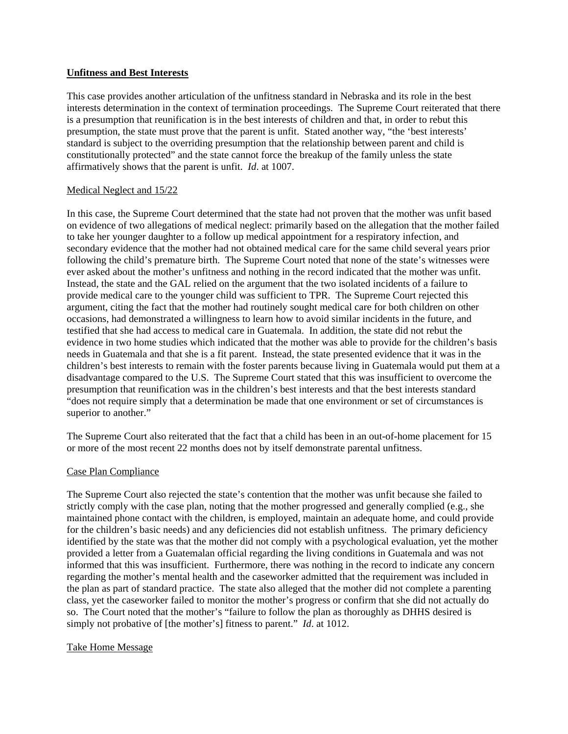**Unfitness and Best Interests**

This case provides another articulation of the unfitness standard in Nebraska and its role in the best interests determination in the context of termination proceedings. The Supreme Court reiterated that there is a presumption that reunification is in the best interests of children and that, in order to rebut this presumption, the state must prove that the parent is unfit. Stated another way, "the 'best interests' standard is subject to the overriding presumption that the relationship between parent and child is constitutionally protected" and the state cannot force the breakup of the family unless the state affirmatively shows that the parent is unfit. *Id*. at 1007.

Medical Neglect and 15/22

In this case, the Supreme Court determined that the state had not proven that the mother was unfit based on evidence of two allegations of medical neglect: primarily based on the allegation that the mother failed to take her younger daughter to a follow up medical appointment for a respiratory infection, and secondary evidence that the mother had not obtained medical care for the same child several years prior following the child's premature birth. The Supreme Court noted that none of the state's witnesses were ever asked about the mother's unfitness and nothing in the record indicated that the mother was unfit. Instead, the state and the GAL relied on the argument that the two isolated incidents of a failure to provide medical care to the younger child was sufficient to TPR. The Supreme Court rejected this argument, citing the fact that the mother had routinely sought medical care for both children on other occasions, had demonstrated a willingness to learn how to avoid similar incidents in the future, and testified that she had access to medical care in Guatemala. In addition, the state did not rebut the evidence in two home studies which indicated that the mother was able to provide for the children's basis needs in Guatemala and that she is a fit parent. Instead, the state presented evidence that it was in the children's best interests to remain with the foster parents because living in Guatemala would put them at a disadvantage compared to the U.S. The Supreme Court stated that this was insufficient to overcome the presumption that reunification was in the children's best interests and that the best interests standard "does not require simply that a determination be made that one environment or set of circumstances is superior to another."

The Supreme Court also reiterated that the fact that a child has been in an out-of-home placement for 15 or more of the most recent 22 months does not by itself demonstrate parental unfitness.

Case Plan Compliance

The Supreme Court also rejected the state's contention that the mother was unfit because she failed to strictly comply with the case plan, noting that the mother progressed and generally complied (e.g., she maintained phone contact with the children, is employed, maintain an adequate home, and could provide for the children's basic needs) and any deficiencies did not establish unfitness. The primary deficiency identified by the state was that the mother did not comply with a psychological evaluation, yet the mother provided a letter from a Guatemalan official regarding the living conditions in Guatemala and was not informed that this was insufficient. Furthermore, there was nothing in the record to indicate any concern regarding the mother's mental health and the caseworker admitted that the requirement was included in the plan as part of standard practice. The state also alleged that the mother did not complete a parenting class, yet the caseworker failed to monitor the mother's progress or confirm that she did not actually do so. The Court noted that the mother's "failure to follow the plan as thoroughly as DHHS desired is simply not probative of [the mother's] fitness to parent." *Id*. at 1012.

Take Home Message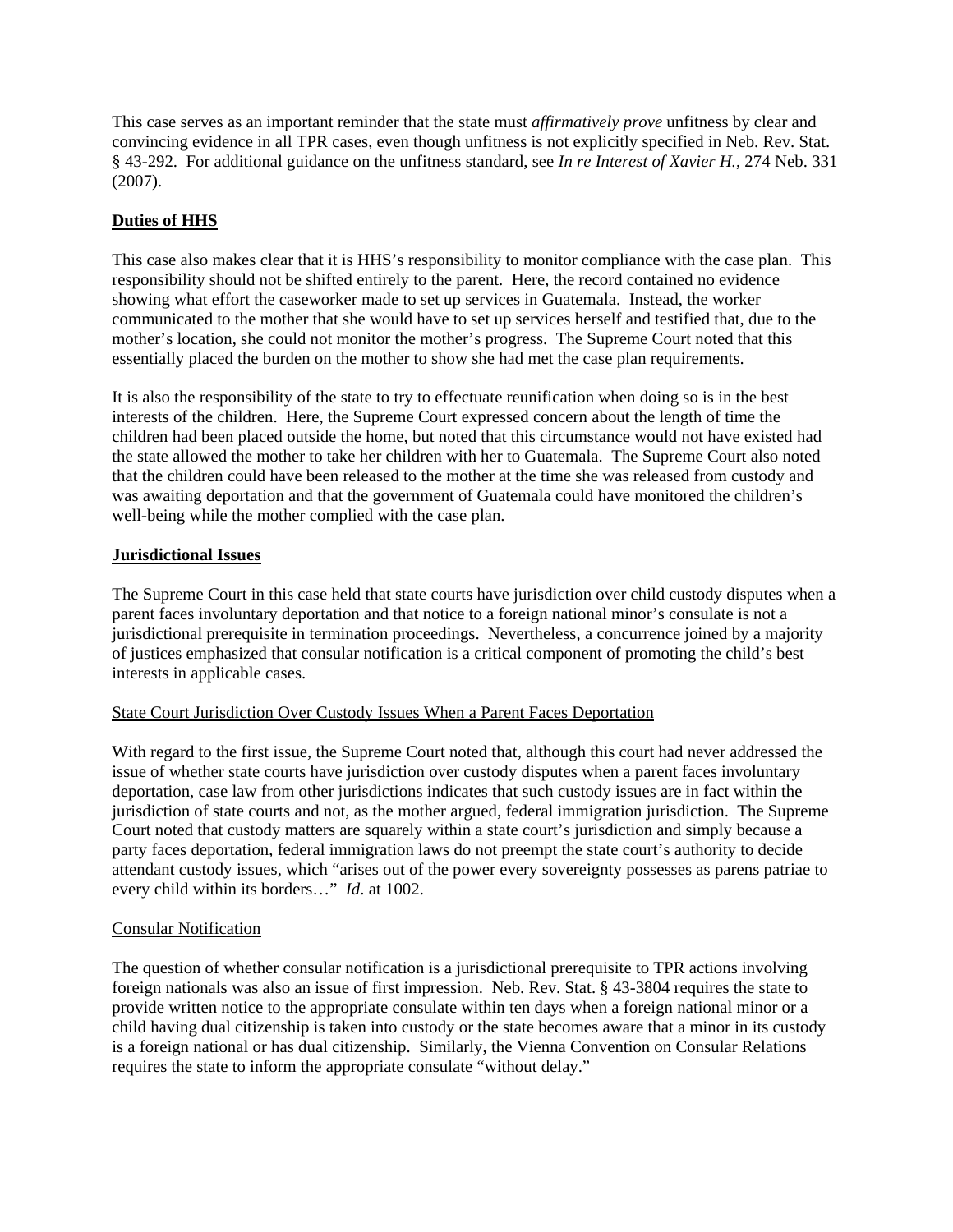This case serves as an important reminder that the state must *affirmatively prove* unfitness by clear and convincing evidence in all TPR cases, even though unfitness is not explicitly specified in Neb. Rev. Stat. § 43-292. For additional guidance on the unfitness standard, see *In re Interest of Xavier H.*, 274 Neb. 331 (2007).

**Duties of HHS**

This case also makes clear that it is HHS's responsibility to monitor compliance with the case plan. This responsibility should not be shifted entirely to the parent. Here, the record contained no evidence showing what effort the caseworker made to set up services in Guatemala. Instead, the worker communicated to the mother that she would have to set up services herself and testified that, due to the mother's location, she could not monitor the mother's progress. The Supreme Court noted that this essentially placed the burden on the mother to show she had met the case plan requirements.

It is also the responsibility of the state to try to effectuate reunification when doing so is in the best interests of the children. Here, the Supreme Court expressed concern about the length of time the children had been placed outside the home, but noted that this circumstance would not have existed had the state allowed the mother to take her children with her to Guatemala. The Supreme Court also noted that the children could have been released to the mother at the time she was released from custody and was awaiting deportation and that the government of Guatemala could have monitored the children's well-being while the mother complied with the case plan.

**Jurisdictional Issues**

The Supreme Court in this case held that state courts have jurisdiction over child custody disputes when a parent faces involuntary deportation and that notice to a foreign national minor's consulate is not a jurisdictional prerequisite in termination proceedings. Nevertheless, a concurrence joined by a majority of justices emphasized that consular notification is a critical component of promoting the child's best interests in applicable cases.

<u>State Court Jurisdiction Over Custody Issues When a Parent Faces Deportation</u>

With regard to the first issue, the Supreme Court noted that, although this court had never addressed the issue of whether state courts have jurisdiction over custody disputes when a parent faces involuntary deportation, case law from other jurisdictions indicates that such custody issues are in fact within the jurisdiction of state courts and not, as the mother argued, federal immigration jurisdiction. The Supreme Court noted that custody matters are squarely within a state court's jurisdiction and simply because a party faces deportation, federal immigration laws do not preempt the state court's authority to decide attendant custody issues, which "arises out of the power every sovereignty possesses as parens patriae to every child within its borders…" *Id*. at 1002.

<u>Consular Notification</u>

The question of whether consular notification is a jurisdictional prerequisite to TPR actions involving foreign nationals was also an issue of first impression. Neb. Rev. Stat. § 43-3804 requires the state to provide written notice to the appropriate consulate within ten days when a foreign national minor or a child having dual citizenship is taken into custody or the state becomes aware that a minor in its custody is a foreign national or has dual citizenship. Similarly, the Vienna Convention on Consular Relations requires the state to inform the appropriate consulate "without delay."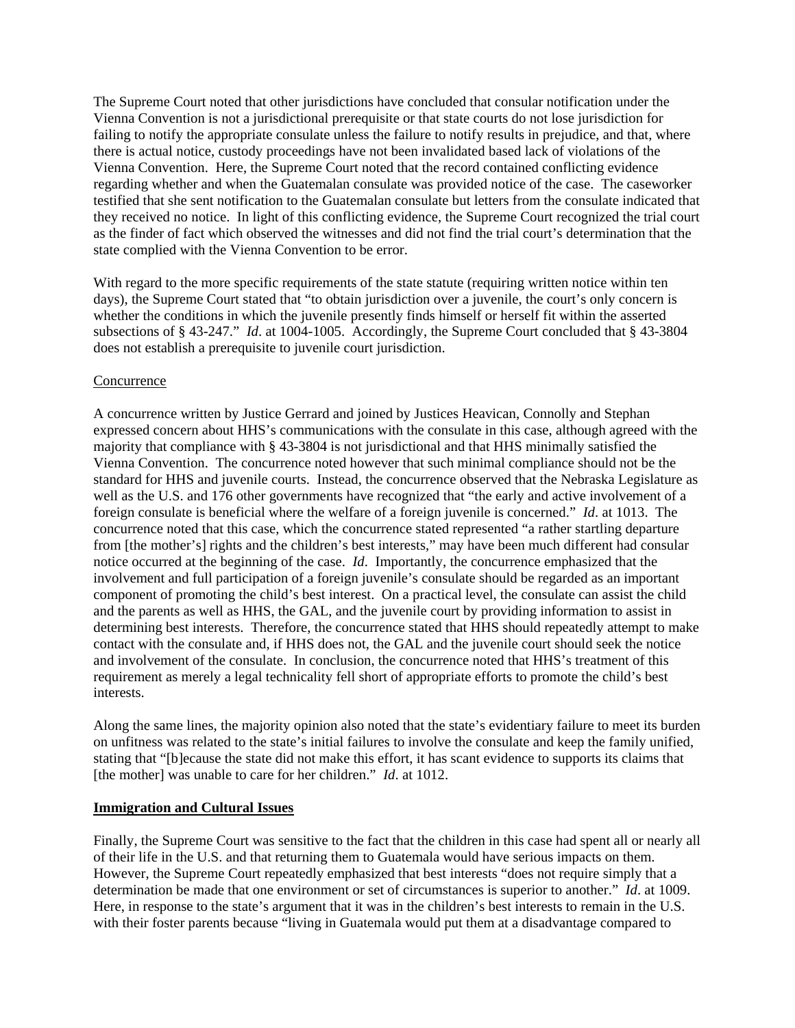The Supreme Court noted that other jurisdictions have concluded that consular notification under the Vienna Convention is not a jurisdictional prerequisite or that state courts do not lose jurisdiction for failing to notify the appropriate consulate unless the failure to notify results in prejudice, and that, where there is actual notice, custody proceedings have not been invalidated based lack of violations of the Vienna Convention. Here, the Supreme Court noted that the record contained conflicting evidence regarding whether and when the Guatemalan consulate was provided notice of the case. The caseworker testified that she sent notification to the Guatemalan consulate but letters from the consulate indicated that they received no notice. In light of this conflicting evidence, the Supreme Court recognized the trial court as the finder of fact which observed the witnesses and did not find the trial court's determination that the state complied with the Vienna Convention to be error.

With regard to the more specific requirements of the state statute (requiring written notice within ten days), the Supreme Court stated that "to obtain jurisdiction over a juvenile, the court's only concern is whether the conditions in which the juvenile presently finds himself or herself fit within the asserted subsections of § 43-247." *Id*. at 1004-1005. Accordingly, the Supreme Court concluded that § 43-3804 does not establish a prerequisite to juvenile court jurisdiction.

<u>Concurrence</u>

A concurrence written by Justice Gerrard and joined by Justices Heavican, Connolly and Stephan expressed concern about HHS's communications with the consulate in this case, although agreed with the majority that compliance with § 43-3804 is not jurisdictional and that HHS minimally satisfied the Vienna Convention. The concurrence noted however that such minimal compliance should not be the standard for HHS and juvenile courts. Instead, the concurrence observed that the Nebraska Legislature as well as the U.S. and 176 other governments have recognized that "the early and active involvement of a foreign consulate is beneficial where the welfare of a foreign juvenile is concerned." *Id*. at 1013. The concurrence noted that this case, which the concurrence stated represented "a rather startling departure from [the mother's] rights and the children's best interests," may have been much different had consular notice occurred at the beginning of the case. *Id*. Importantly, the concurrence emphasized that the involvement and full participation of a foreign juvenile's consulate should be regarded as an important component of promoting the child's best interest. On a practical level, the consulate can assist the child and the parents as well as HHS, the GAL, and the juvenile court by providing information to assist in determining best interests. Therefore, the concurrence stated that HHS should repeatedly attempt to make contact with the consulate and, if HHS does not, the GAL and the juvenile court should seek the notice and involvement of the consulate. In conclusion, the concurrence noted that HHS's treatment of this requirement as merely a legal technicality fell short of appropriate efforts to promote the child's best interests.

Along the same lines, the majority opinion also noted that the state's evidentiary failure to meet its burden on unfitness was related to the state's initial failures to involve the consulate and keep the family unified, stating that "[b]ecause the state did not make this effort, it has scant evidence to supports its claims that [the mother] was unable to care for her children." *Id*. at 1012.

**<u>Immigration and Cultural Issues</u>**

Finally, the Supreme Court was sensitive to the fact that the children in this case had spent all or nearly all of their life in the U.S. and that returning them to Guatemala would have serious impacts on them. However, the Supreme Court repeatedly emphasized that best interests "does not require simply that a determination be made that one environment or set of circumstances is superior to another." *Id*. at 1009. Here, in response to the state's argument that it was in the children's best interests to remain in the U.S. with their foster parents because "living in Guatemala would put them at a disadvantage compared to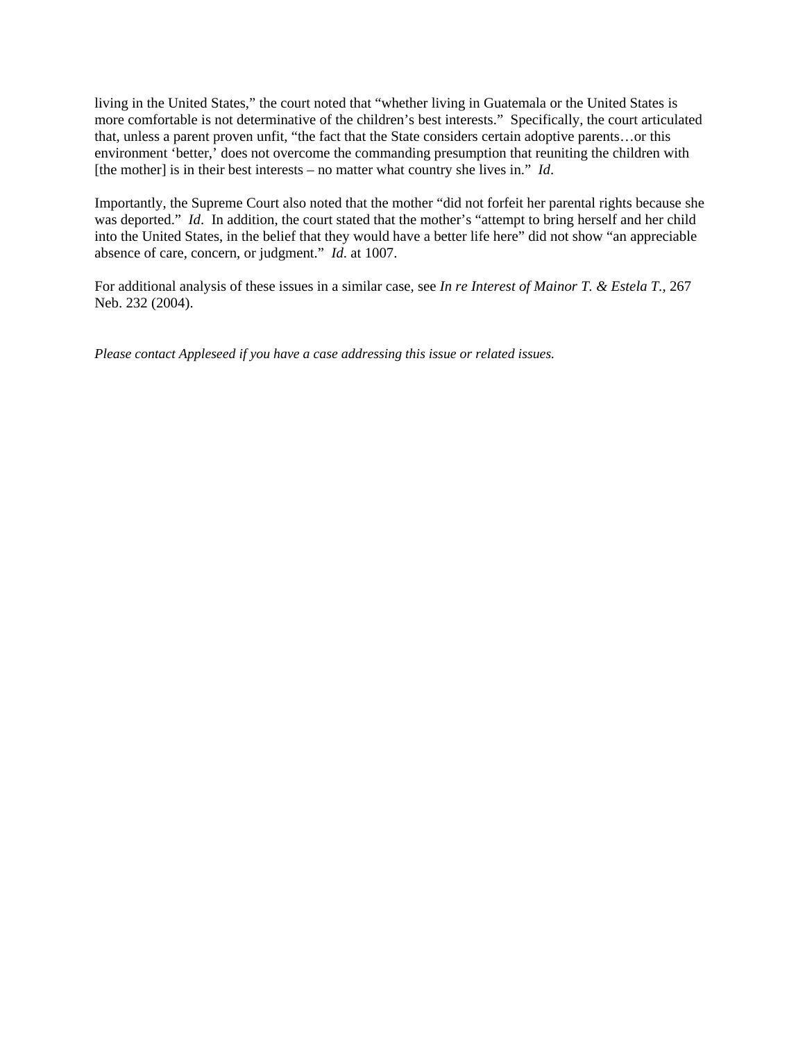living in the United States," the court noted that "whether living in Guatemala or the United States is more comfortable is not determinative of the children's best interests." Specifically, the court articulated that, unless a parent proven unfit, "the fact that the State considers certain adoptive parents…or this environment 'better,' does not overcome the commanding presumption that reuniting the children with [the mother] is in their best interests – no matter what country she lives in." *Id*.

Importantly, the Supreme Court also noted that the mother "did not forfeit her parental rights because she was deported." *Id*. In addition, the court stated that the mother's "attempt to bring herself and her child into the United States, in the belief that they would have a better life here" did not show "an appreciable absence of care, concern, or judgment." *Id*. at 1007.

For additional analysis of these issues in a similar case, see *In re Interest of Mainor T. & Estela T.*, 267 Neb. 232 (2004).

*Please contact Appleseed if you have a case addressing this issue or related issues.*